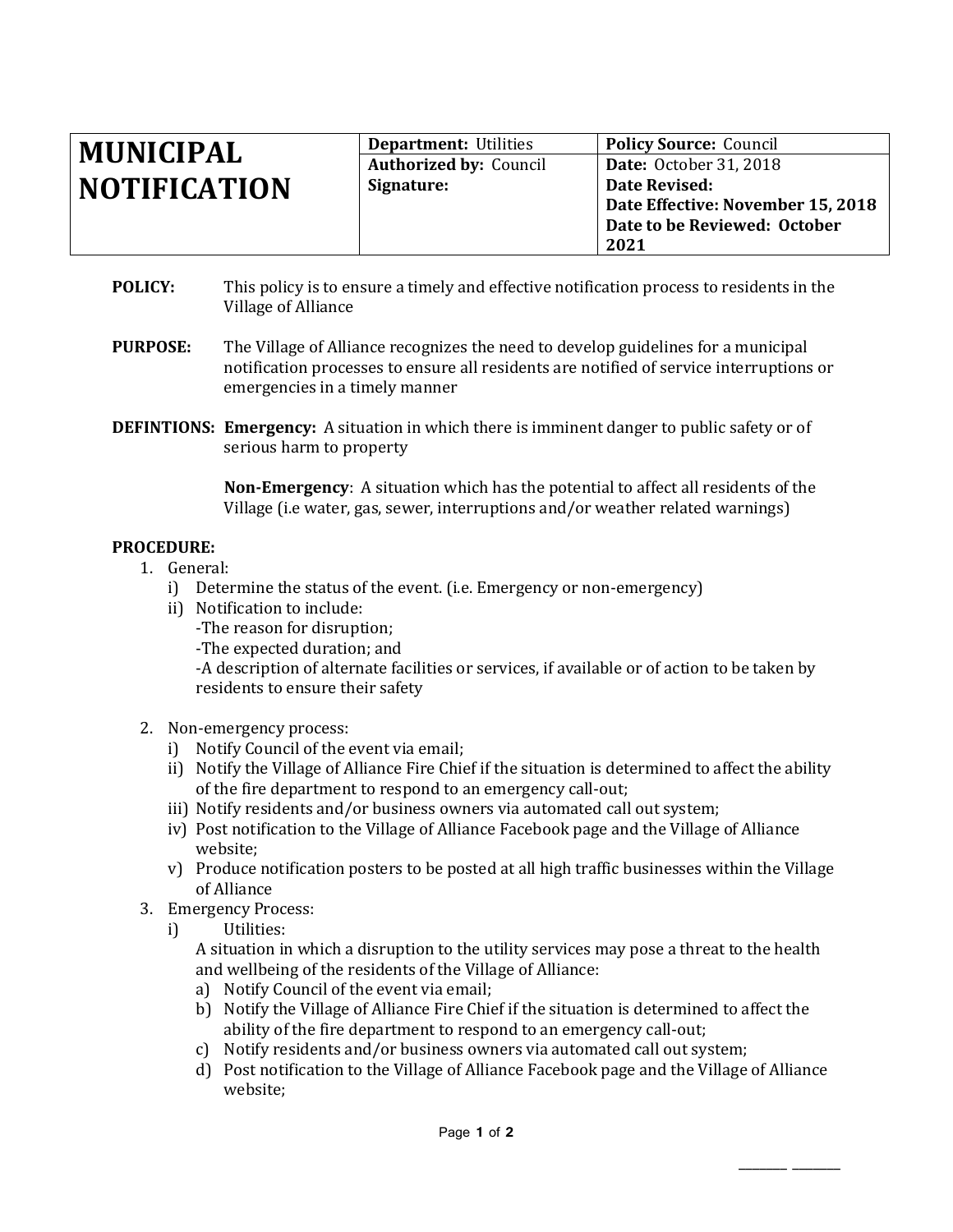| MUNICIPAL NOTIFICATION | **Department:** Utilities | **Policy Source:** Council |
|---|---|---|
| | **Authorized by:** Council | **Date:** October 31, 2018 |
| | **Signature:** | **Date Revised:** |
| | | **Date Effective: November 15, 2018** |
| | | **Date to be Reviewed: October 2021** |

**POLICY:** This policy is to ensure a timely and effective notification process to residents in the Village of Alliance

**PURPOSE:** The Village of Alliance recognizes the need to develop guidelines for a municipal notification processes to ensure all residents are notified of service interruptions or emergencies in a timely manner

**DEFINTIONS:** **Emergency:** A situation in which there is imminent danger to public safety or of serious harm to property

**Non-Emergency**: A situation which has the potential to affect all residents of the Village (i.e water, gas, sewer, interruptions and/or weather related warnings)

**PROCEDURE:**

1. General:
   i) Determine the status of the event. (i.e. Emergency or non-emergency)
   ii) Notification to include:
   -The reason for disruption;
   -The expected duration; and
   -A description of alternate facilities or services, if available or of action to be taken by residents to ensure their safety

2. Non-emergency process:
   i) Notify Council of the event via email;
   ii) Notify the Village of Alliance Fire Chief if the situation is determined to affect the ability of the fire department to respond to an emergency call-out;
   iii) Notify residents and/or business owners via automated call out system;
   iv) Post notification to the Village of Alliance Facebook page and the Village of Alliance website;
   v) Produce notification posters to be posted at all high traffic businesses within the Village of Alliance

3. Emergency Process:
   i) Utilities:
   A situation in which a disruption to the utility services may pose a threat to the health and wellbeing of the residents of the Village of Alliance:
   a) Notify Council of the event via email;
   b) Notify the Village of Alliance Fire Chief if the situation is determined to affect the ability of the fire department to respond to an emergency call-out;
   c) Notify residents and/or business owners via automated call out system;
   d) Post notification to the Village of Alliance Facebook page and the Village of Alliance website;

_______ _______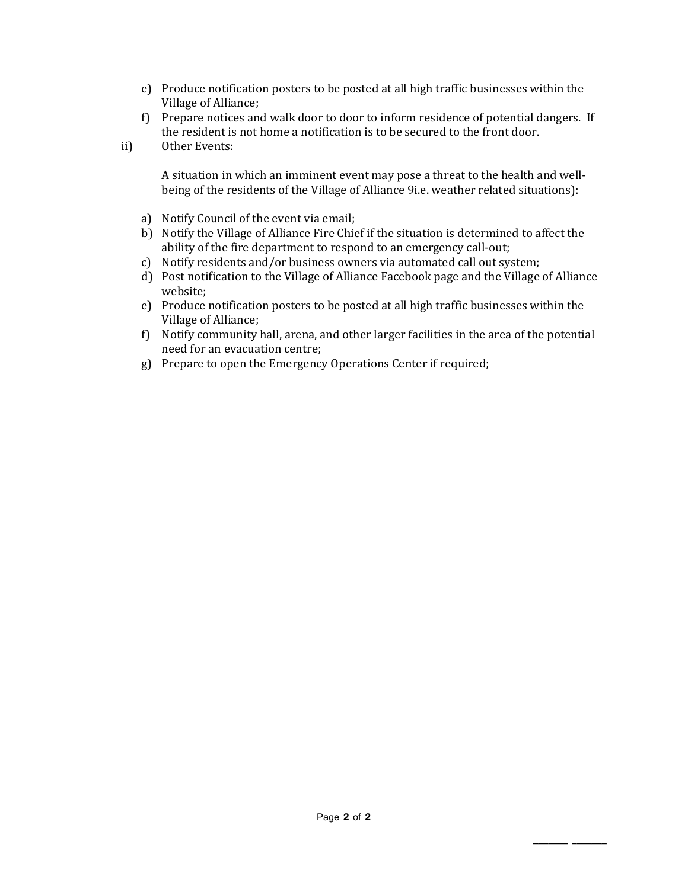e) Produce notification posters to be posted at all high traffic businesses within the Village of Alliance;
f) Prepare notices and walk door to door to inform residence of potential dangers. If the resident is not home a notification is to be secured to the front door.

ii) Other Events:

A situation in which an imminent event may pose a threat to the health and well-being of the residents of the Village of Alliance 9i.e. weather related situations):

a) Notify Council of the event via email;
b) Notify the Village of Alliance Fire Chief if the situation is determined to affect the ability of the fire department to respond to an emergency call-out;
c) Notify residents and/or business owners via automated call out system;
d) Post notification to the Village of Alliance Facebook page and the Village of Alliance website;
e) Produce notification posters to be posted at all high traffic businesses within the Village of Alliance;
f) Notify community hall, arena, and other larger facilities in the area of the potential need for an evacuation centre;
g) Prepare to open the Emergency Operations Center if required;